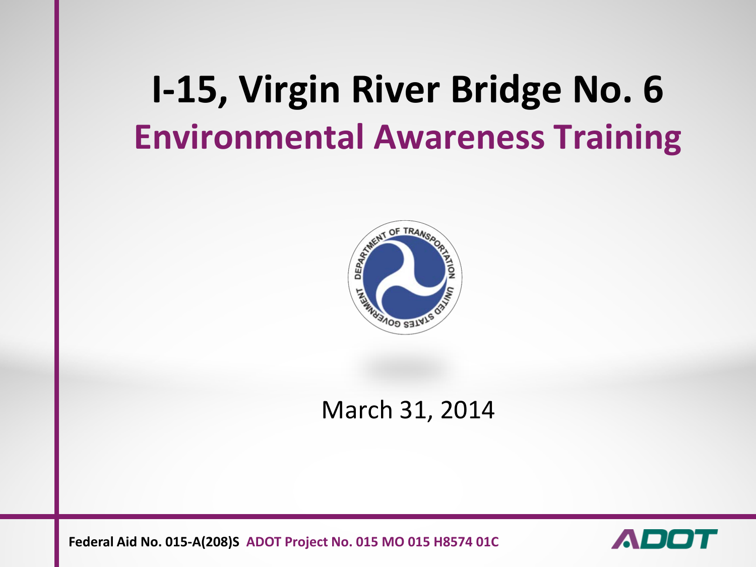# I-15, Virgin River Bridge No. 6

## Environmental Awareness Training

March 31, 2014

**Federal Aid No. 015-A(208)S** **ADOT Project No. 015 MO 015 H8574 01C**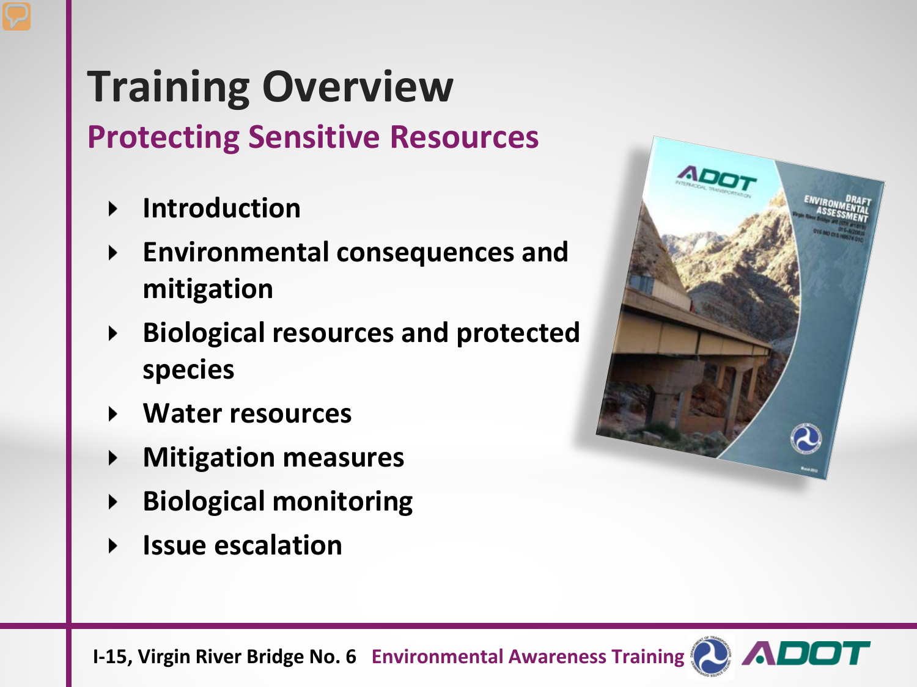# Training Overview

## Protecting Sensitive Resources

- Introduction
- Environmental consequences and mitigation
- Biological resources and protected species
- Water resources
- Mitigation measures
- Biological monitoring
- Issue escalation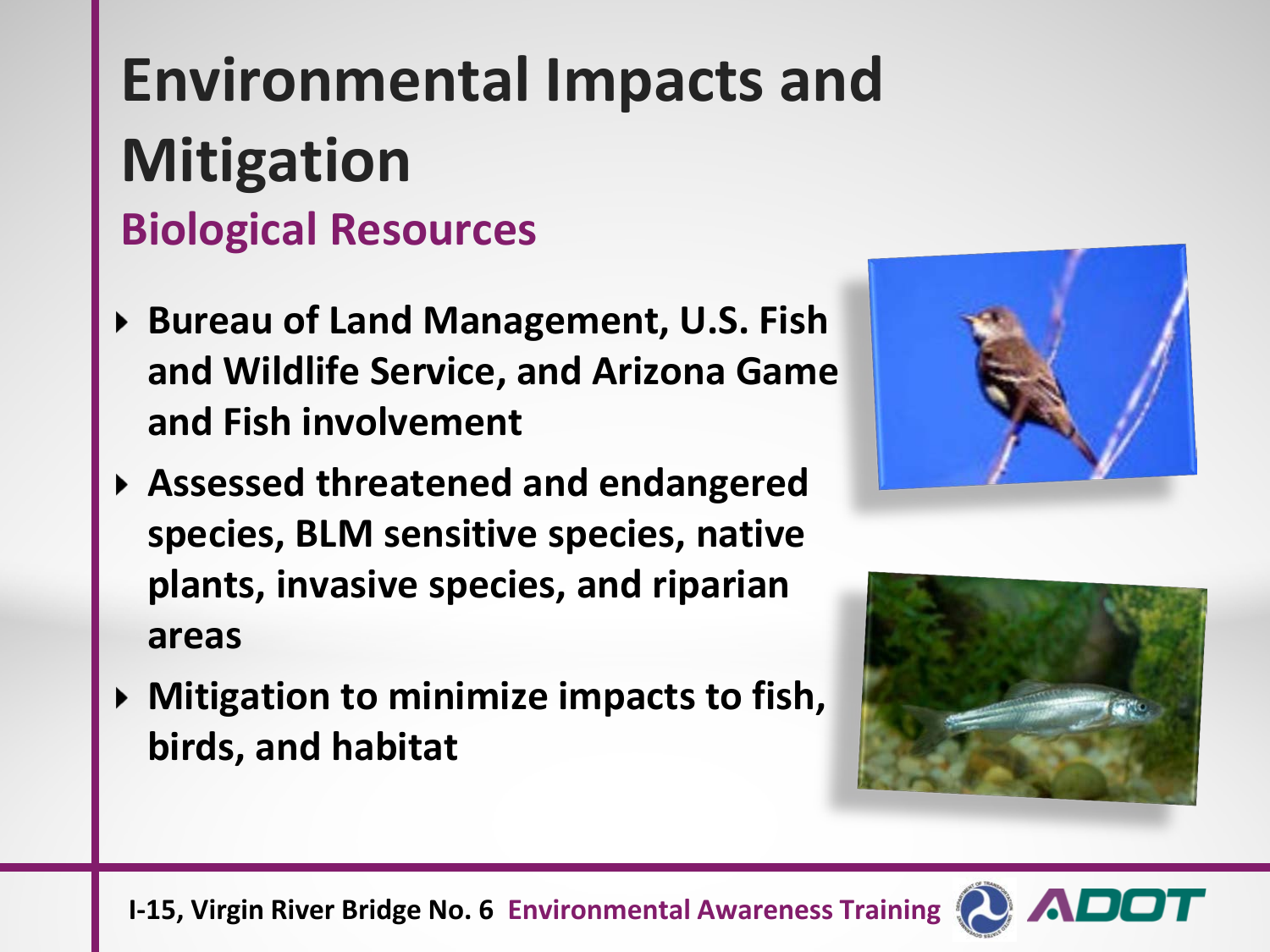# Environmental Impacts and Mitigation

## Biological Resources

- **Bureau of Land Management, U.S. Fish and Wildlife Service, and Arizona Game and Fish involvement**
- **Assessed threatened and endangered species, BLM sensitive species, native plants, invasive species, and riparian areas**
- **Mitigation to minimize impacts to fish, birds, and habitat**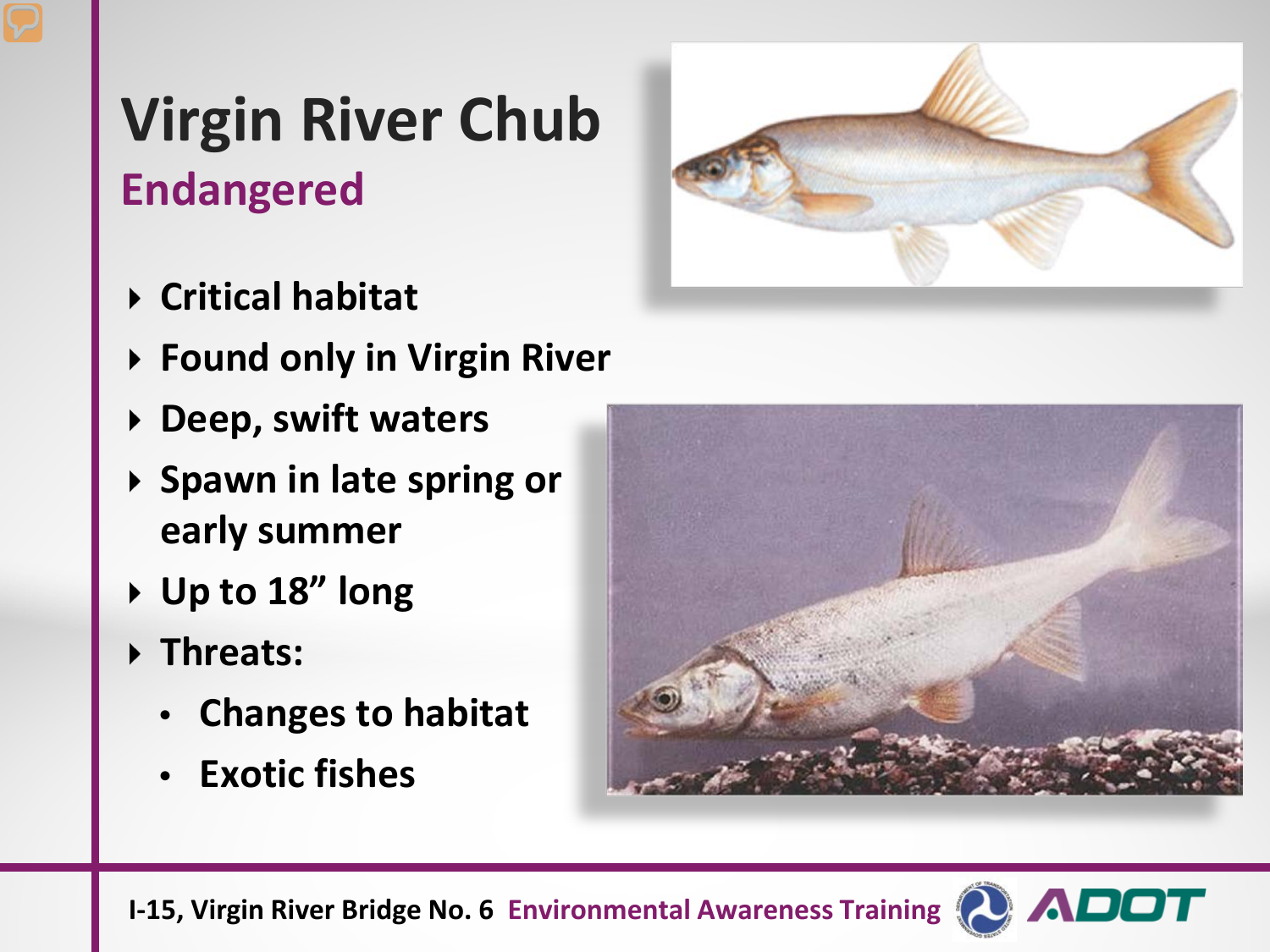# Virgin River Chub

## Endangered

- Critical habitat
- Found only in Virgin River
- Deep, swift waters
- Spawn in late spring or early summer
- Up to 18” long
- Threats:
  - Changes to habitat
  - Exotic fishes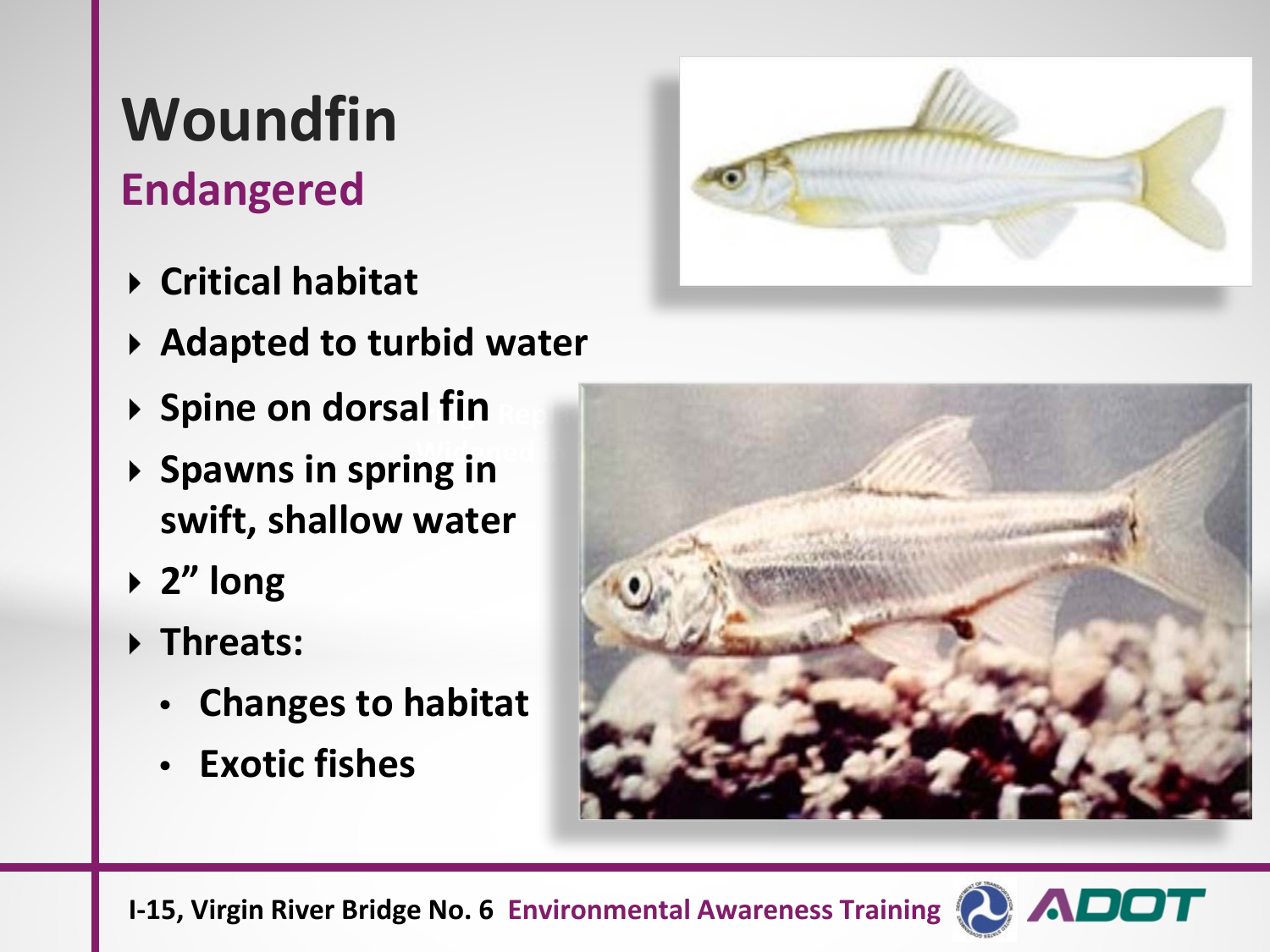# Woundfin

## Endangered

- Critical habitat
- Adapted to turbid water
- Spine on dorsal fin
- Spawns in spring in swift, shallow water
- 2" long
- Threats:
  - Changes to habitat
  - Exotic fishes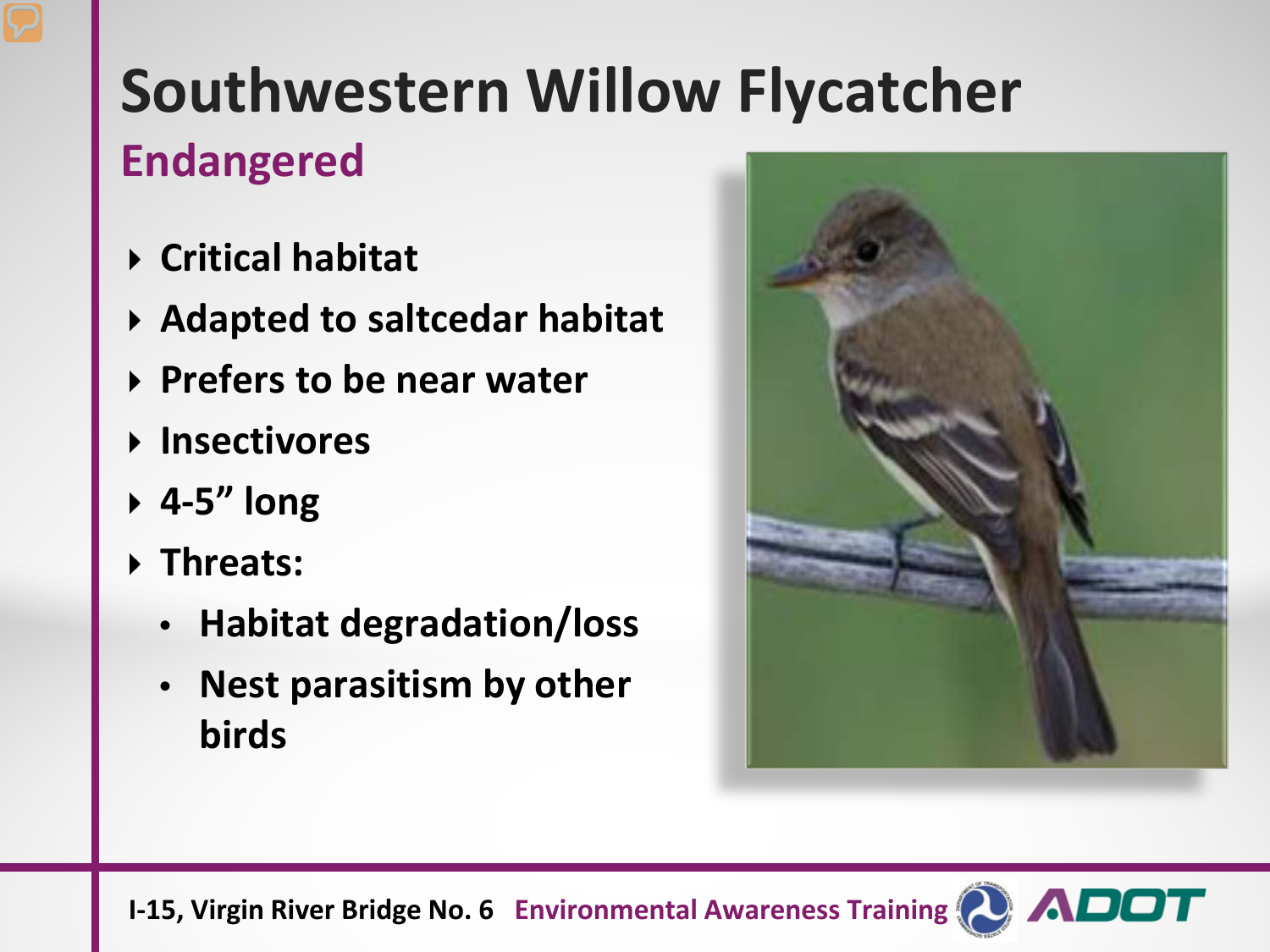# Southwestern Willow Flycatcher

## Endangered

- Critical habitat
- Adapted to saltcedar habitat
- Prefers to be near water
- Insectivores
- 4-5” long
- Threats:
  - Habitat degradation/loss
  - Nest parasitism by other birds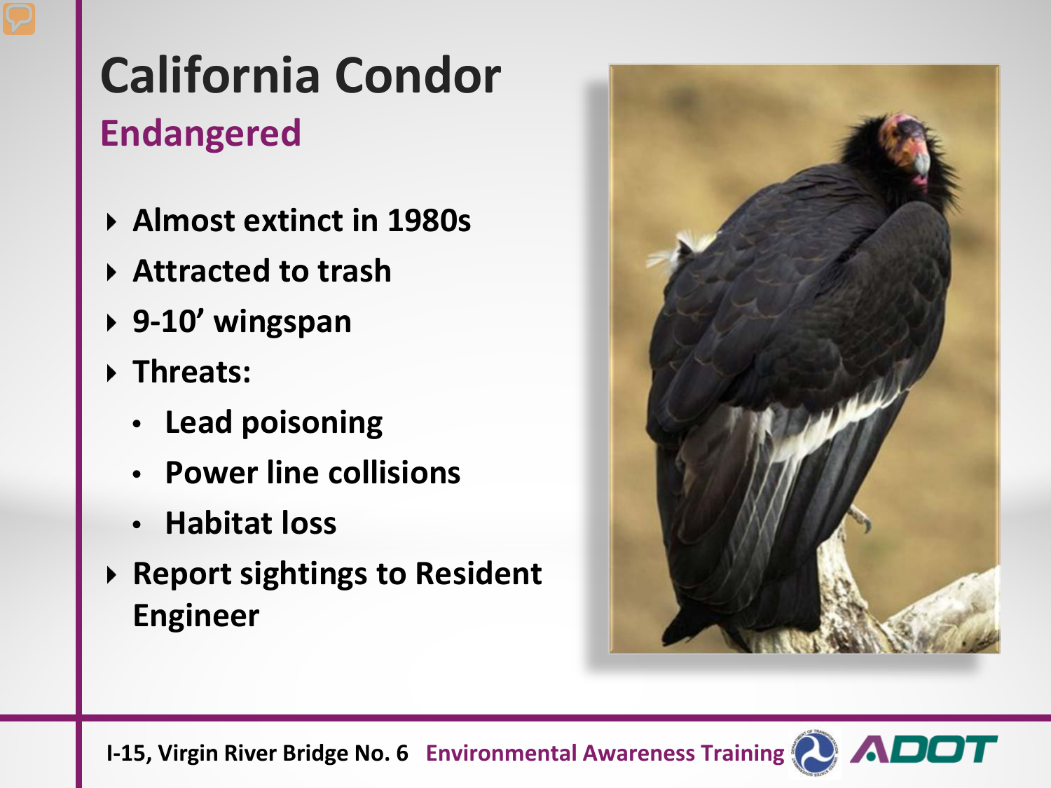# California Condor

## Endangered

- Almost extinct in 1980s
- Attracted to trash
- 9-10' wingspan
- Threats:
  - Lead poisoning
  - Power line collisions
  - Habitat loss
- Report sightings to Resident Engineer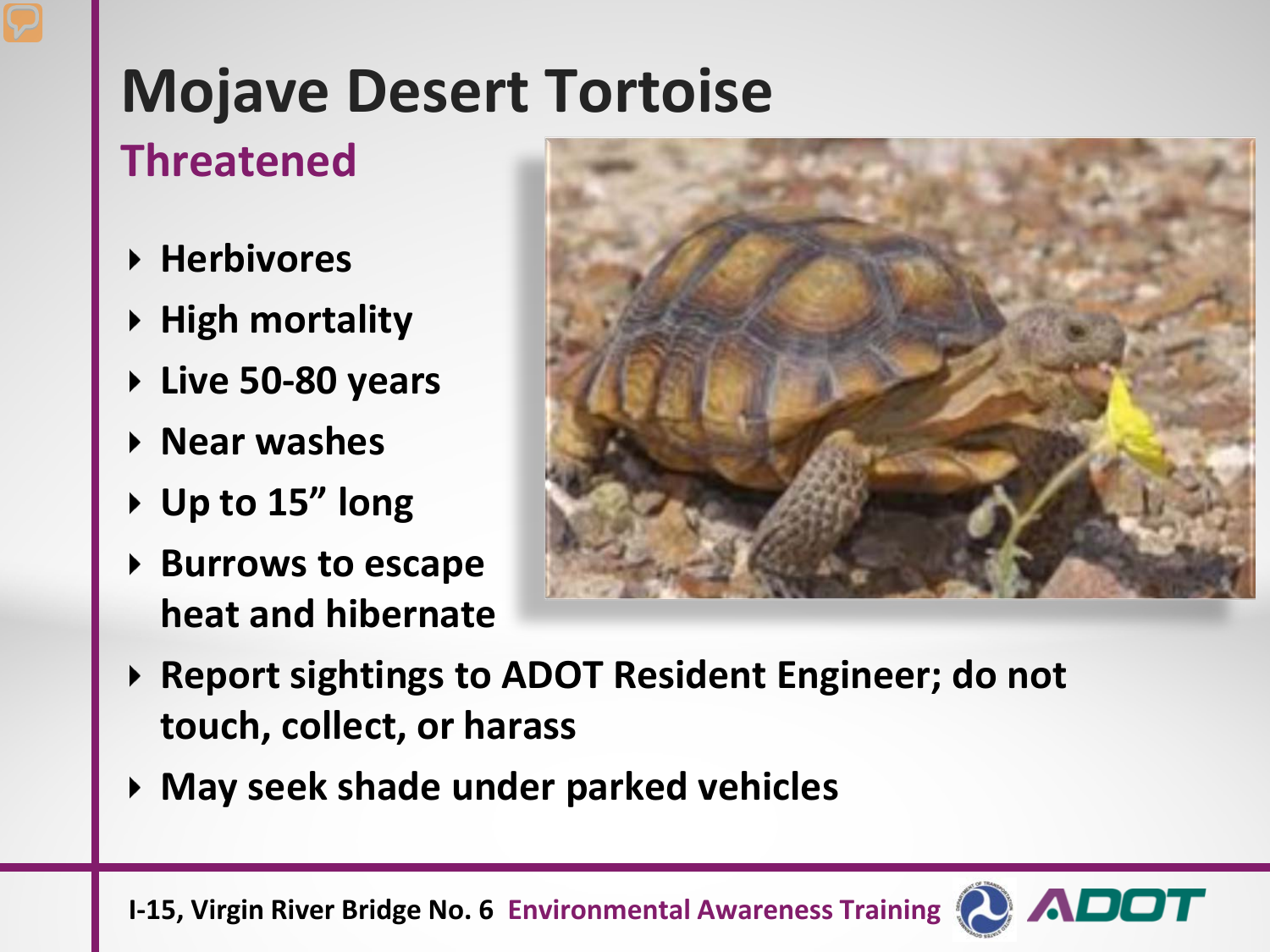# Mojave Desert Tortoise

## Threatened

- Herbivores
- High mortality
- Live 50-80 years
- Near washes
- Up to 15” long
- Burrows to escape heat and hibernate
- Report sightings to ADOT Resident Engineer; do not touch, collect, or harass
- May seek shade under parked vehicles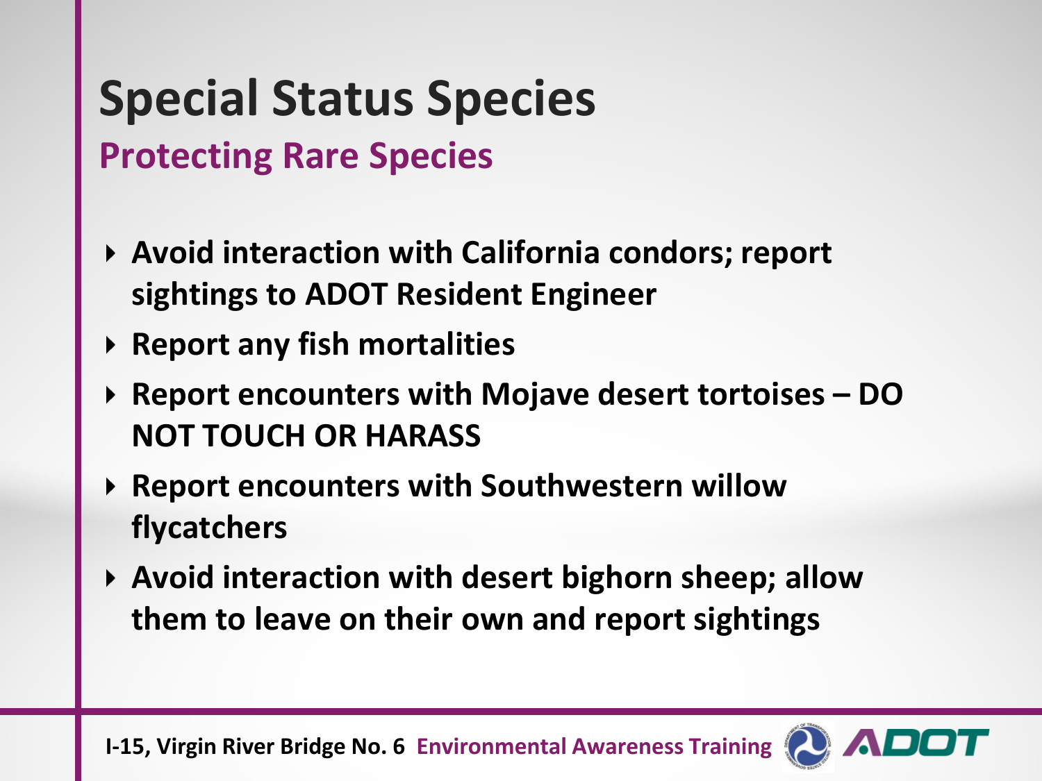# Special Status Species

## Protecting Rare Species

- **Avoid interaction with California condors; report sightings to ADOT Resident Engineer**
- **Report any fish mortalities**
- **Report encounters with Mojave desert tortoises – DO NOT TOUCH OR HARASS**
- **Report encounters with Southwestern willow flycatchers**
- **Avoid interaction with desert bighorn sheep; allow them to leave on their own and report sightings**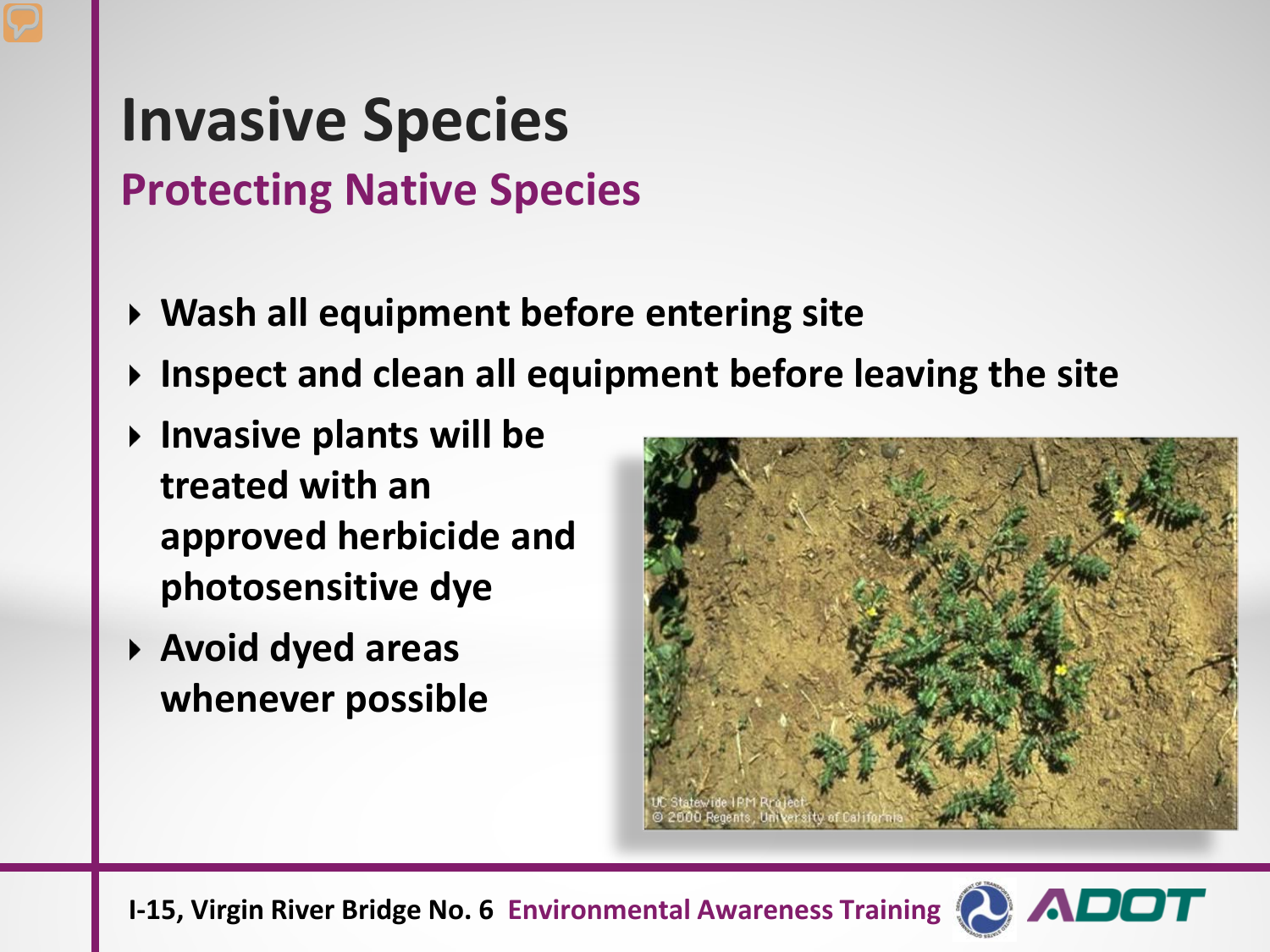# Invasive Species

## Protecting Native Species

- Wash all equipment before entering site
- Inspect and clean all equipment before leaving the site
- Invasive plants will be treated with an approved herbicide and photosensitive dye
- Avoid dyed areas whenever possible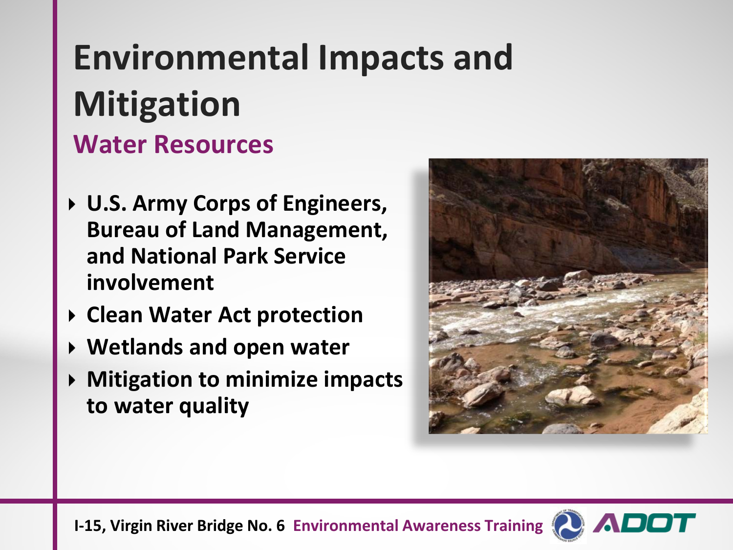# Environmental Impacts and Mitigation

## Water Resources

- U.S. Army Corps of Engineers, Bureau of Land Management, and National Park Service involvement
- Clean Water Act protection
- Wetlands and open water
- Mitigation to minimize impacts to water quality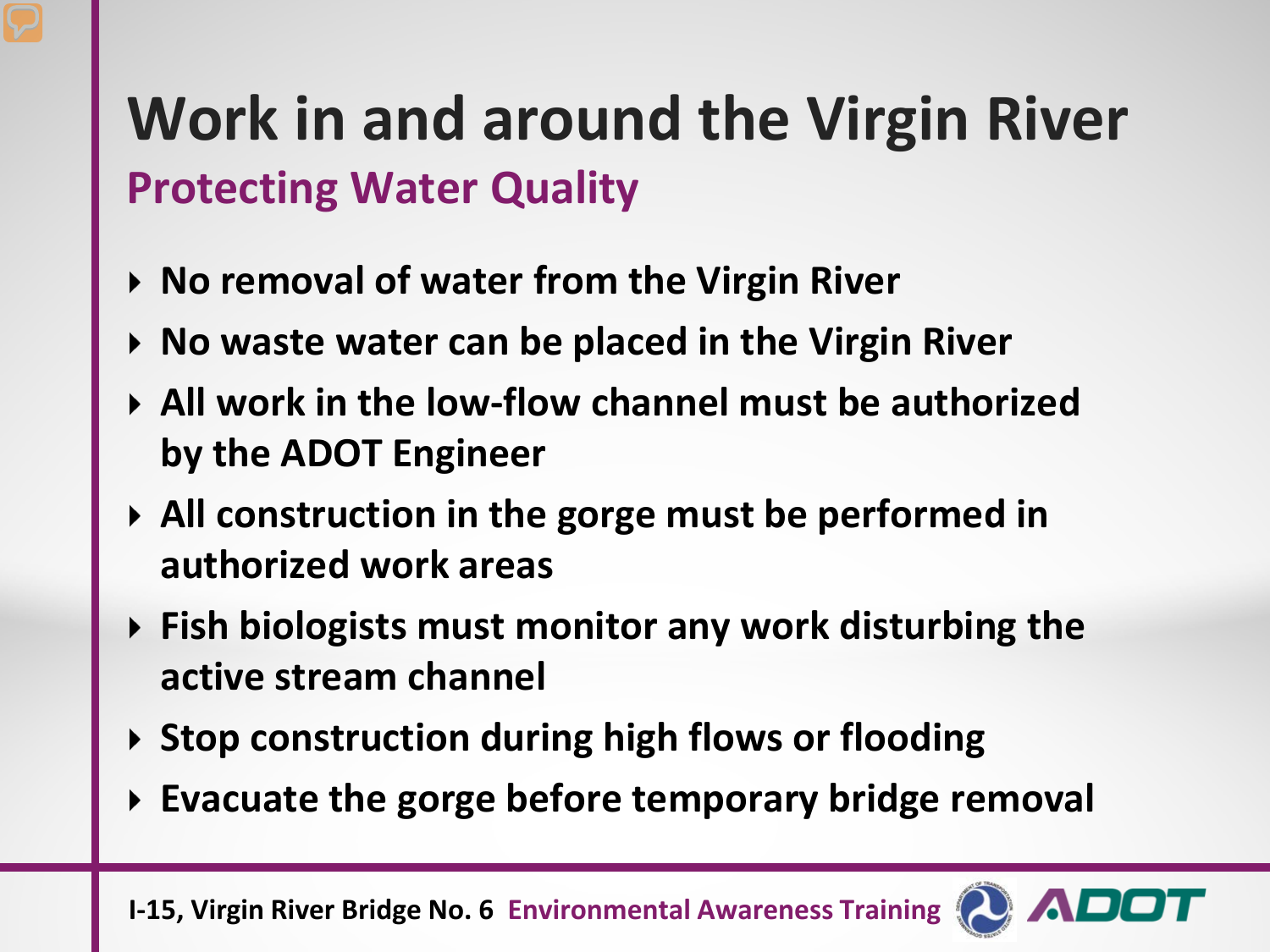# Work in and around the Virgin River

## Protecting Water Quality

- No removal of water from the Virgin River
- No waste water can be placed in the Virgin River
- All work in the low-flow channel must be authorized by the ADOT Engineer
- All construction in the gorge must be performed in authorized work areas
- Fish biologists must monitor any work disturbing the active stream channel
- Stop construction during high flows or flooding
- Evacuate the gorge before temporary bridge removal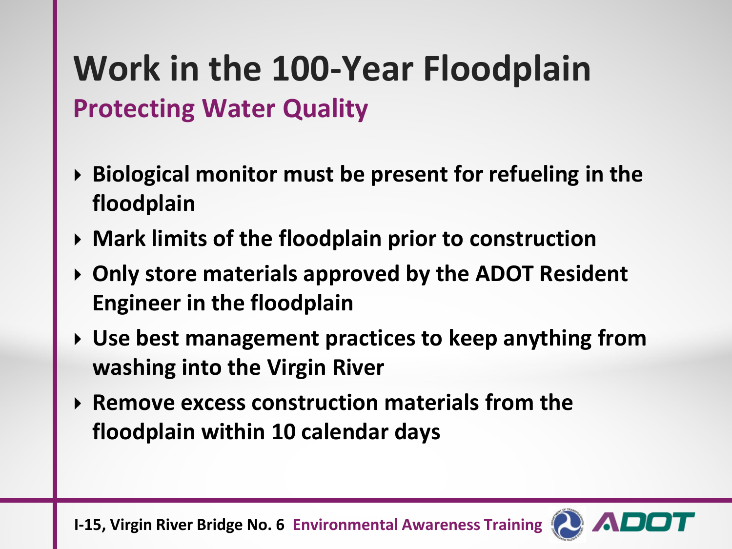# Work in the 100-Year Floodplain

## Protecting Water Quality

- Biological monitor must be present for refueling in the floodplain
- Mark limits of the floodplain prior to construction
- Only store materials approved by the ADOT Resident Engineer in the floodplain
- Use best management practices to keep anything from washing into the Virgin River
- Remove excess construction materials from the floodplain within 10 calendar days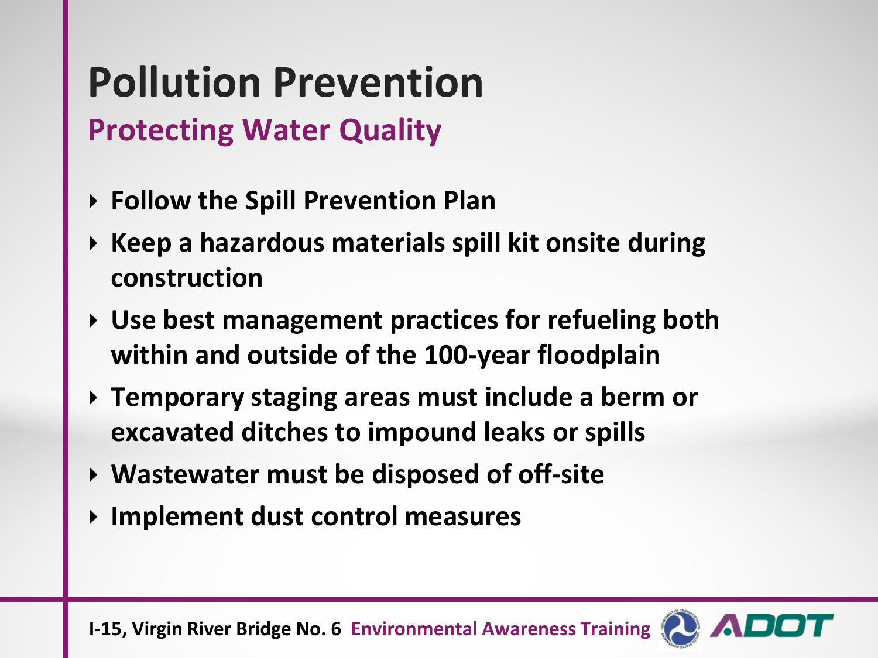# Pollution Prevention

## Protecting Water Quality

- Follow the Spill Prevention Plan
- Keep a hazardous materials spill kit onsite during construction
- Use best management practices for refueling both within and outside of the 100-year floodplain
- Temporary staging areas must include a berm or excavated ditches to impound leaks or spills
- Wastewater must be disposed of off-site
- Implement dust control measures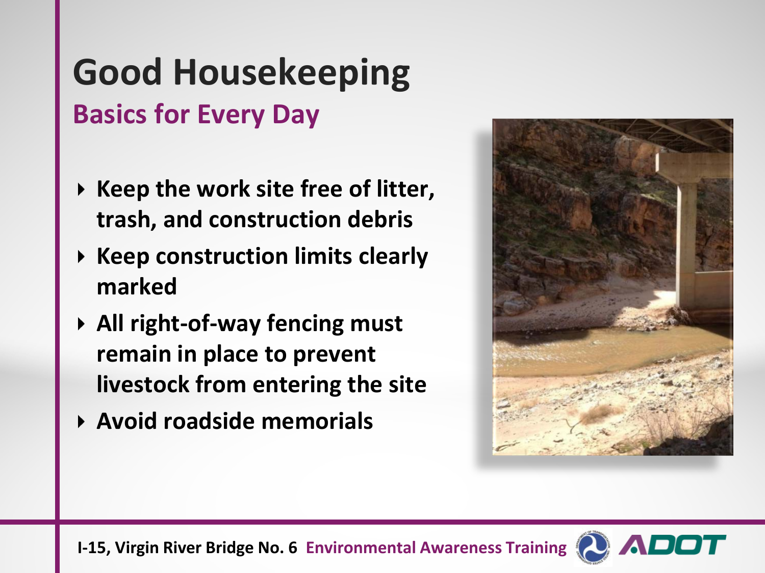# Good Housekeeping

## Basics for Every Day

- Keep the work site free of litter, trash, and construction debris
- Keep construction limits clearly marked
- All right-of-way fencing must remain in place to prevent livestock from entering the site
- Avoid roadside memorials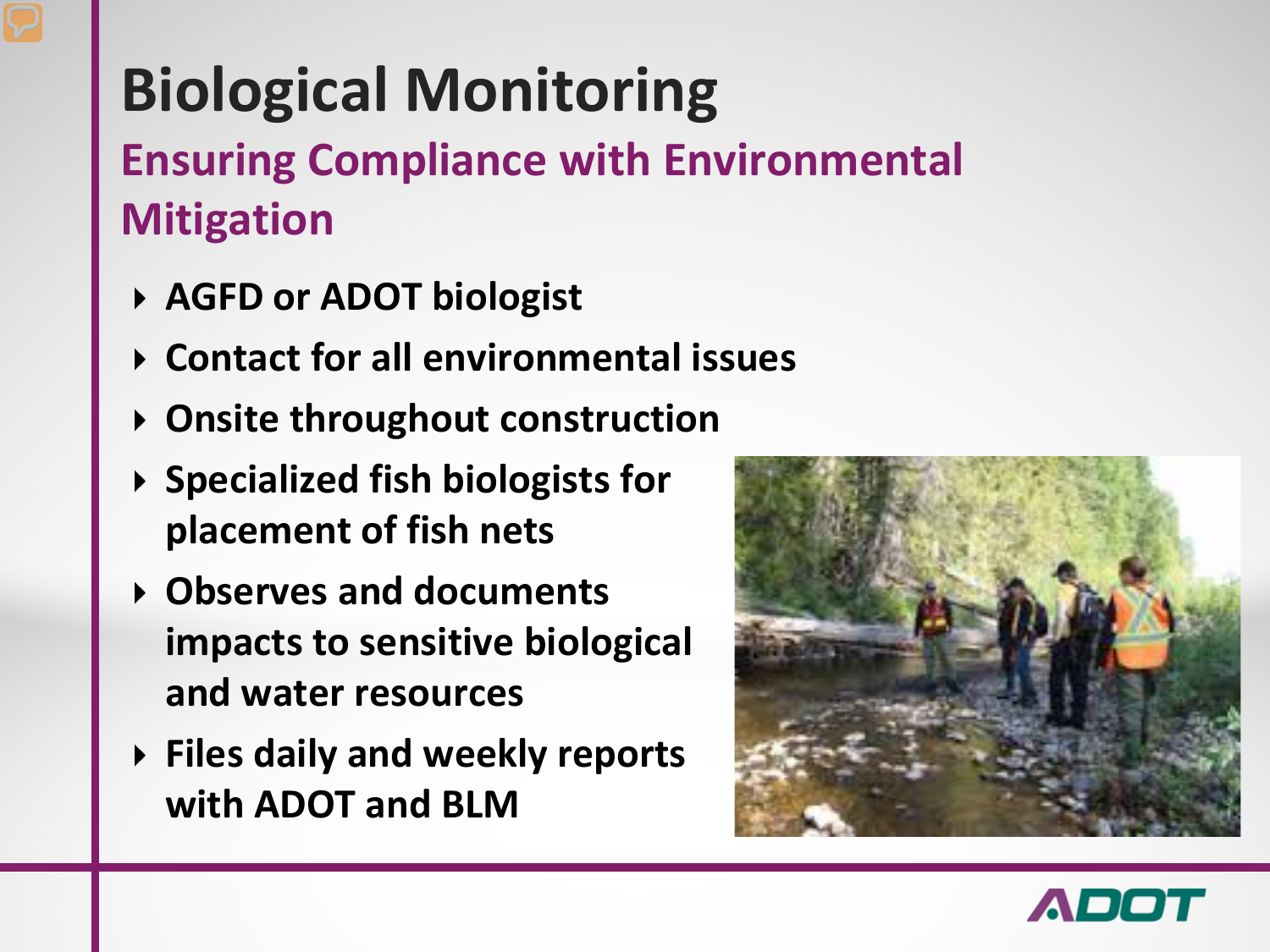# Biological Monitoring

## Ensuring Compliance with Environmental Mitigation

- AGFD or ADOT biologist
- Contact for all environmental issues
- Onsite throughout construction
- Specialized fish biologists for placement of fish nets
- Observes and documents impacts to sensitive biological and water resources
- Files daily and weekly reports with ADOT and BLM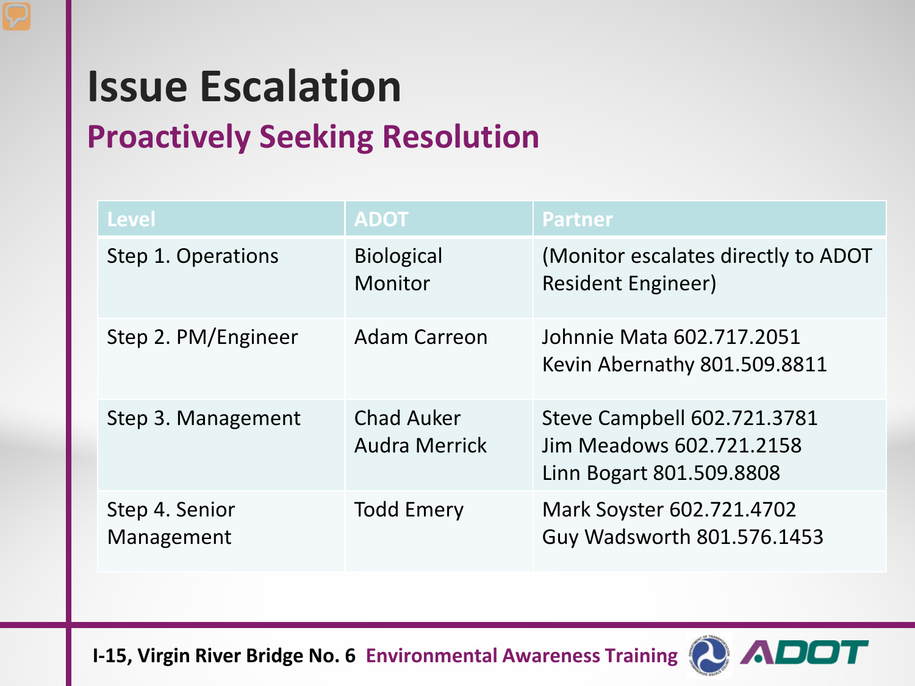# Issue Escalation

## Proactively Seeking Resolution

| Level | ADOT | Partner |
|---|---|---|
| Step 1. Operations | Biological Monitor | (Monitor escalates directly to ADOT Resident Engineer) |
| Step 2. PM/Engineer | Adam Carreon | Johnnie Mata 602.717.2051<br>Kevin Abernathy 801.509.8811 |
| Step 3. Management | Chad Auker<br>Audra Merrick | Steve Campbell 602.721.3781<br>Jim Meadows 602.721.2158<br>Linn Bogart 801.509.8808 |
| Step 4. Senior Management | Todd Emery | Mark Soyster 602.721.4702<br>Guy Wadsworth 801.576.1453 |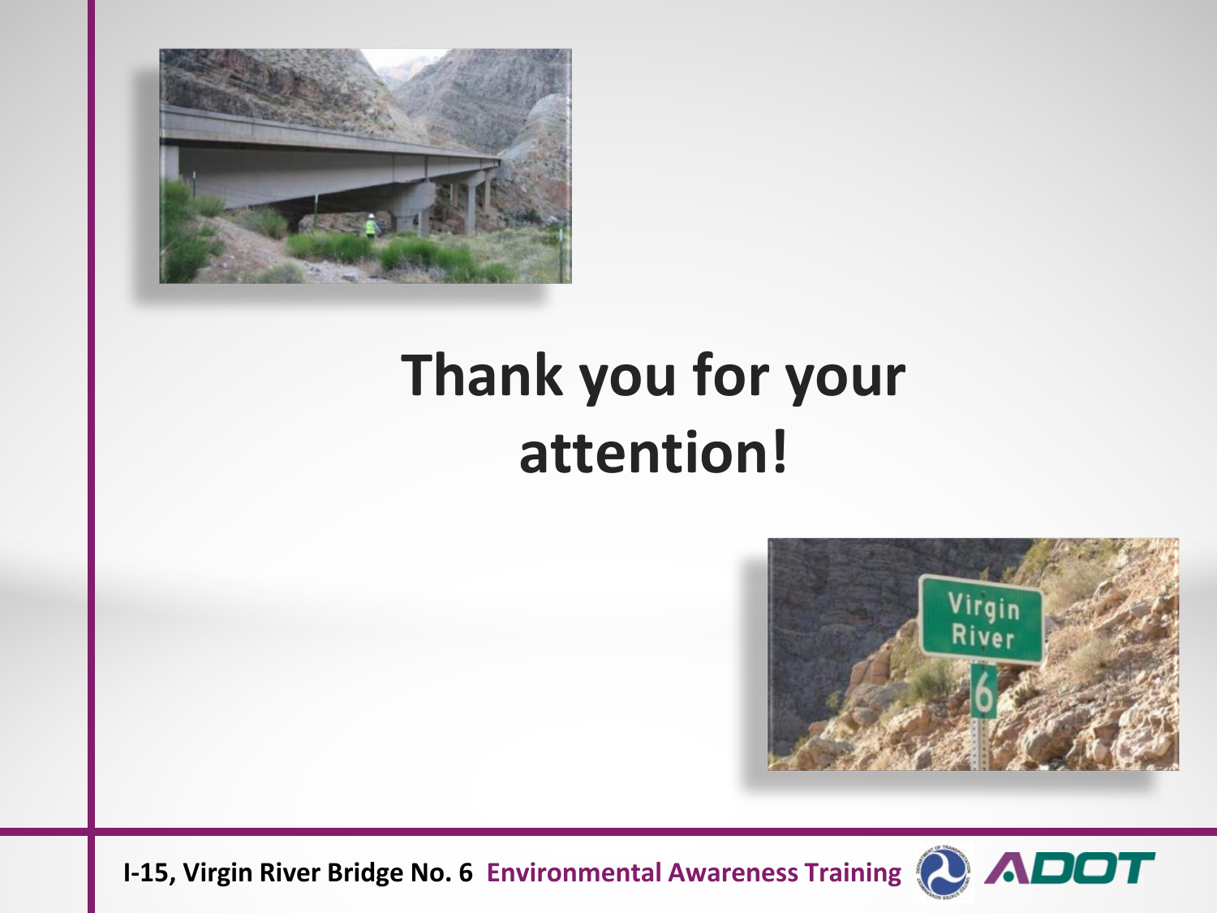# Thank you for your attention!